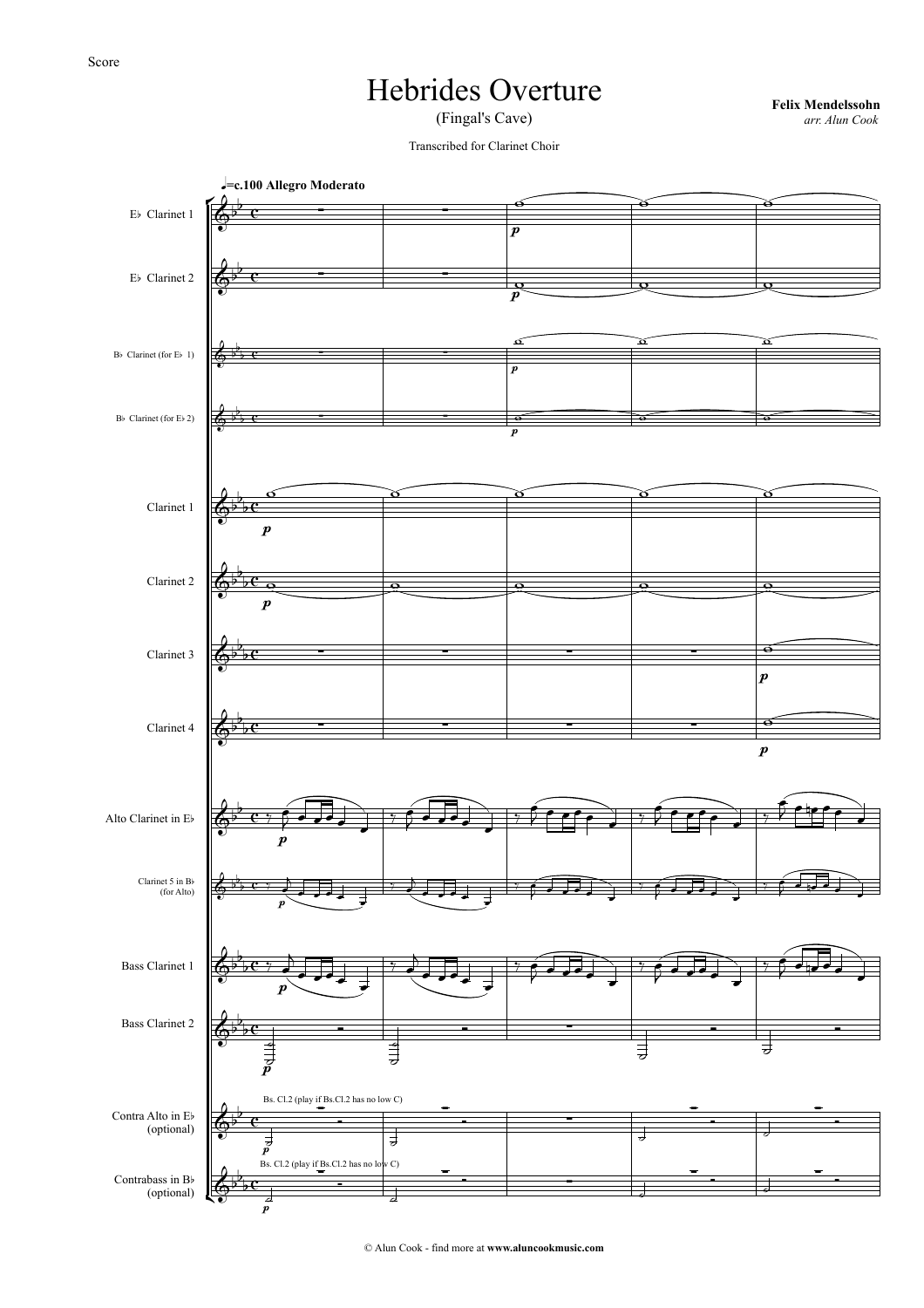Score

# Hebrides Overture

(Fingal's Cave)

**Felix Mendelssohn**
*arr. Alun Cook*

Transcribed for Clarinet Choir

♩=c.100 **Allegro Moderato**

E♭ Clarinet 1

E♭ Clarinet 2

B♭ Clarinet (for E♭ 1)

B♭ Clarinet (for E♭ 2)

Clarinet 1

Clarinet 2

Clarinet 3

Clarinet 4

Alto Clarinet in E♭

Clarinet 5 in B♭ (for Alto)

Bass Clarinet 1

Bass Clarinet 2

Contra Alto in E♭ (optional)

Contrabass in B♭ (optional)

Bs. Cl.2 (play if Bs.Cl.2 has no low C)

© Alun Cook - find more at **www.aluncookmusic.com**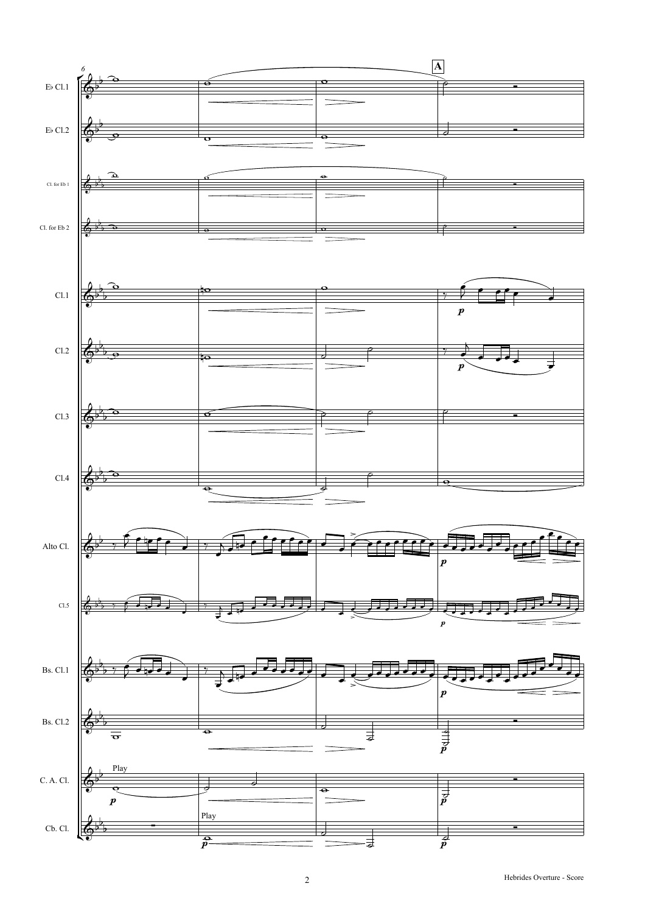6

A

E♭ Cl.1

E♭ Cl.2

Cl. for Eb 1

Cl. for Eb 2

Cl.1

*p*

Cl.2

*p*

Cl.3

Cl.4

Alto Cl.

*p*

Cl.5

*p*

Bs. Cl.1

*p*

Bs. Cl.2

*p*

C. A. Cl.

Play

*p*

*p*

Cb. Cl.

Play

*p*

*p*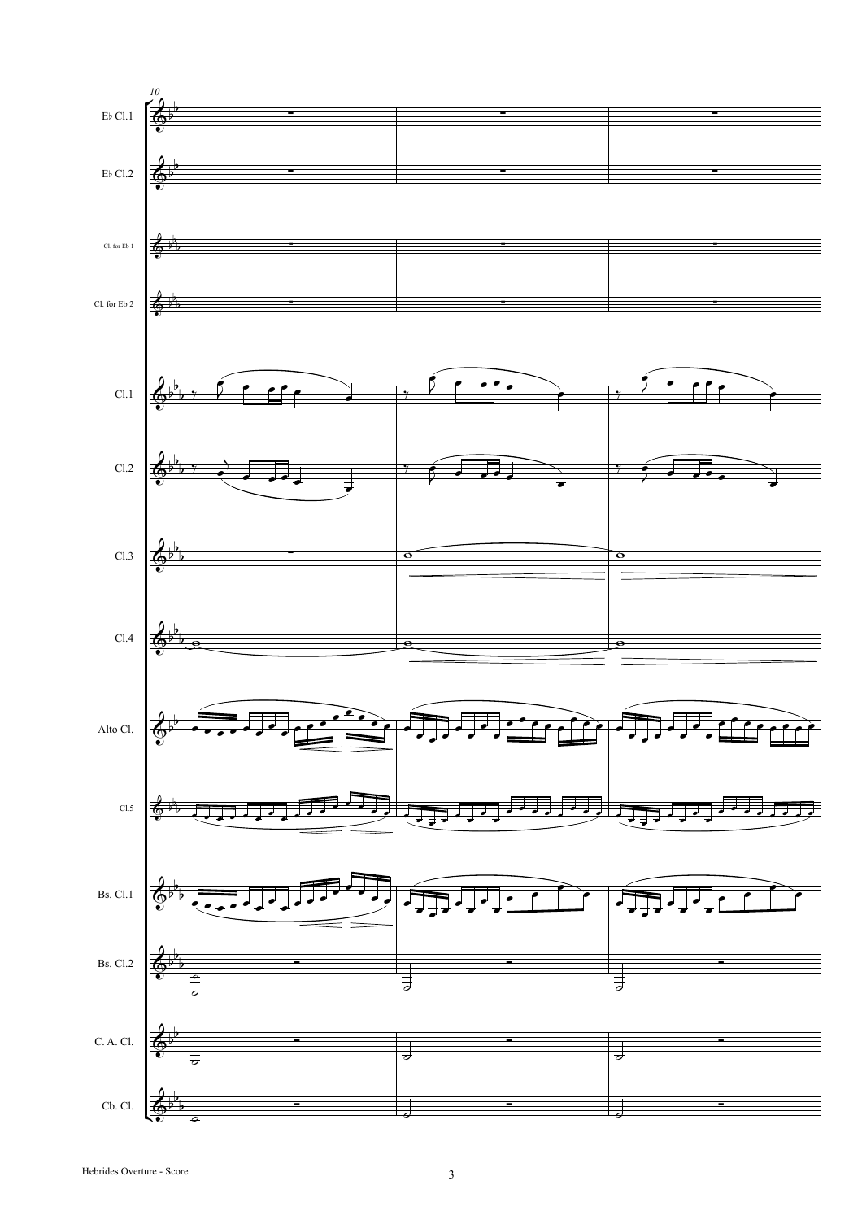10

E♭ Cl.1

E♭ Cl.2

Cl. for Eb 1

Cl. for Eb 2

Cl.1

Cl.2

Cl.3

Cl.4

Alto Cl.

Cl.5

Bs. Cl.1

Bs. Cl.2

C. A. Cl.

Cb. Cl.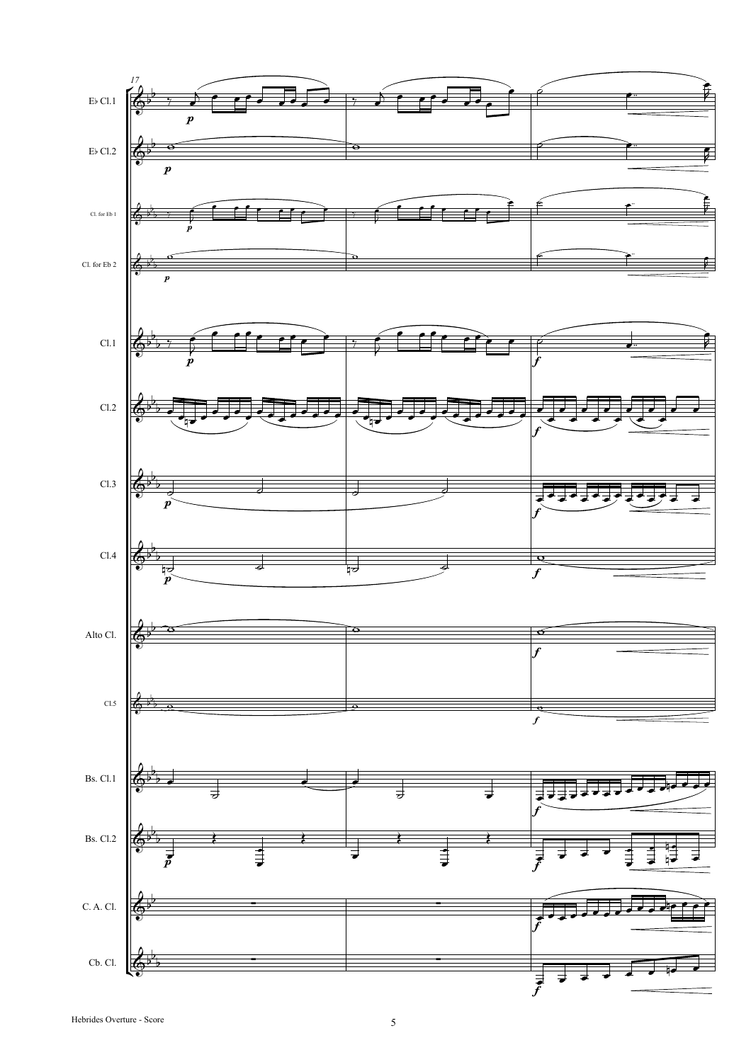17

E♭ Cl.1

E♭ Cl.2

Cl. for Eb 1

Cl. for Eb 2

Cl.1

Cl.2

Cl.3

Cl.4

Alto Cl.

Cl.5

Bs. Cl.1

Bs. Cl.2

C. A. Cl.

Cb. Cl.